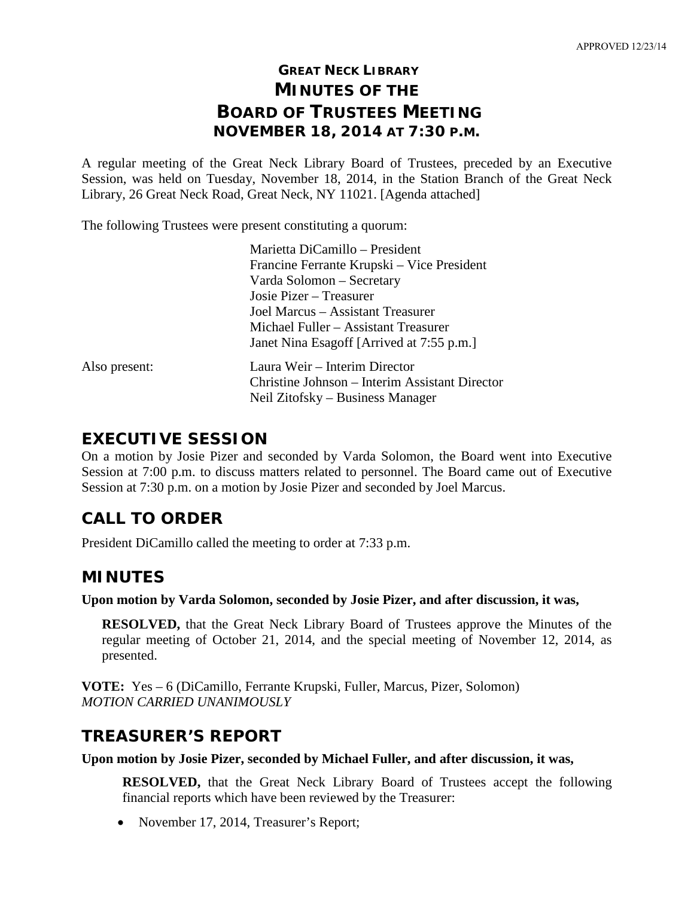APPROVED 12/23/14

# GREAT NECK LIBRARY
# MINUTES OF THE
# BOARD OF TRUSTEES MEETING
## NOVEMBER 18, 2014 AT 7:30 P.M.

A regular meeting of the Great Neck Library Board of Trustees, preceded by an Executive Session, was held on Tuesday, November 18, 2014, in the Station Branch of the Great Neck Library, 26 Great Neck Road, Great Neck, NY 11021. [Agenda attached]

The following Trustees were present constituting a quorum:

Marietta DiCamillo – President
Francine Ferrante Krupski – Vice President
Varda Solomon – Secretary
Josie Pizer – Treasurer
Joel Marcus – Assistant Treasurer
Michael Fuller – Assistant Treasurer
Janet Nina Esagoff [Arrived at 7:55 p.m.]

Also present:

Laura Weir – Interim Director
Christine Johnson – Interim Assistant Director
Neil Zitofsky – Business Manager

## EXECUTIVE SESSION

On a motion by Josie Pizer and seconded by Varda Solomon, the Board went into Executive Session at 7:00 p.m. to discuss matters related to personnel. The Board came out of Executive Session at 7:30 p.m. on a motion by Josie Pizer and seconded by Joel Marcus.

## CALL TO ORDER

President DiCamillo called the meeting to order at 7:33 p.m.

## MINUTES

**Upon motion by Varda Solomon, seconded by Josie Pizer, and after discussion, it was,**

> **RESOLVED,** that the Great Neck Library Board of Trustees approve the Minutes of the regular meeting of October 21, 2014, and the special meeting of November 12, 2014, as presented.

**VOTE:** Yes – 6 (DiCamillo, Ferrante Krupski, Fuller, Marcus, Pizer, Solomon)
*MOTION CARRIED UNANIMOUSLY*

## TREASURER'S REPORT

**Upon motion by Josie Pizer, seconded by Michael Fuller, and after discussion, it was,**

> **RESOLVED,** that the Great Neck Library Board of Trustees accept the following financial reports which have been reviewed by the Treasurer:

- November 17, 2014, Treasurer's Report;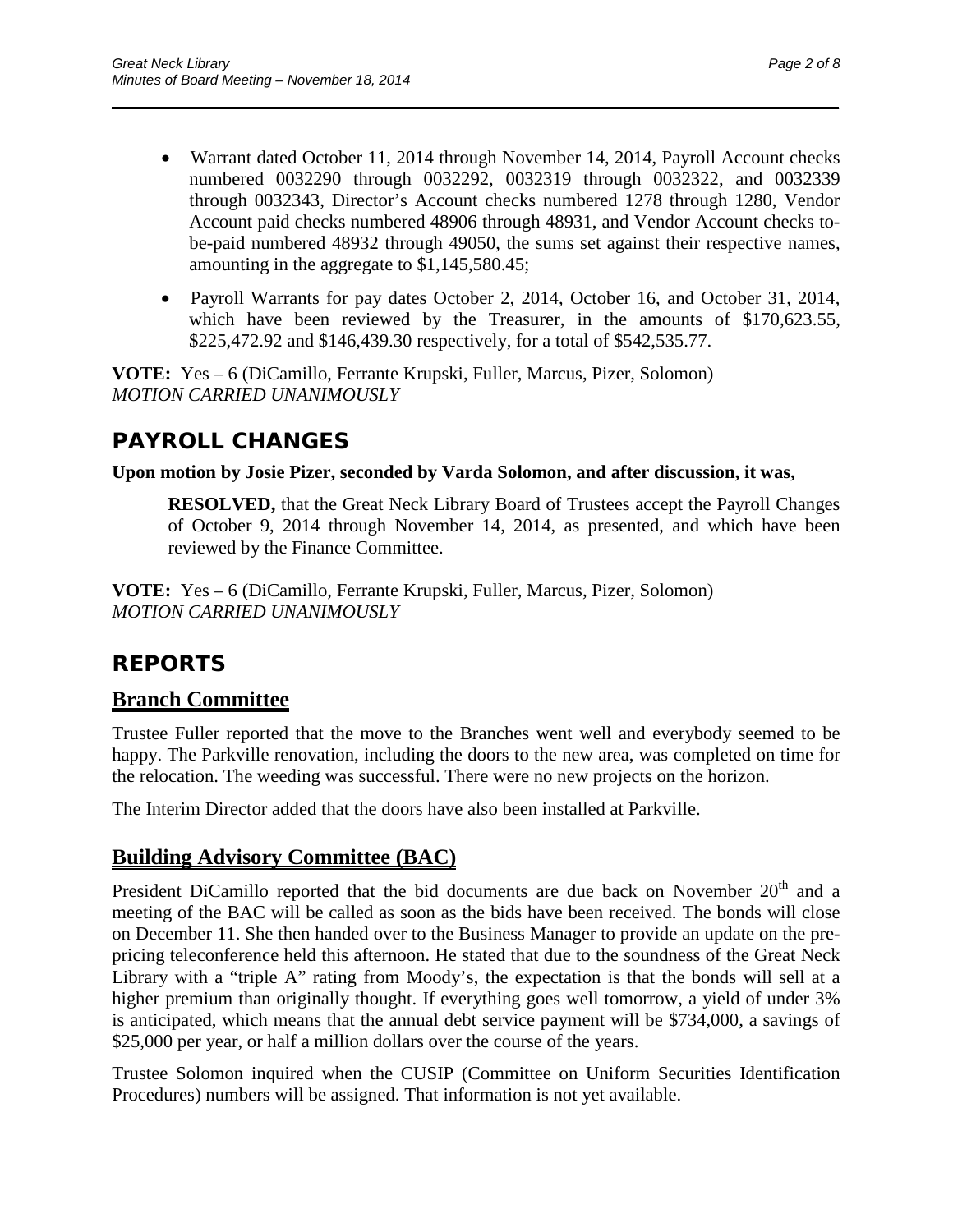- Warrant dated October 11, 2014 through November 14, 2014, Payroll Account checks numbered 0032290 through 0032292, 0032319 through 0032322, and 0032339 through 0032343, Director's Account checks numbered 1278 through 1280, Vendor Account paid checks numbered 48906 through 48931, and Vendor Account checks to-be-paid numbered 48932 through 49050, the sums set against their respective names, amounting in the aggregate to $1,145,580.45;
- Payroll Warrants for pay dates October 2, 2014, October 16, and October 31, 2014, which have been reviewed by the Treasurer, in the amounts of $170,623.55, $225,472.92 and $146,439.30 respectively, for a total of $542,535.77.

**VOTE:** Yes – 6 (DiCamillo, Ferrante Krupski, Fuller, Marcus, Pizer, Solomon)
*MOTION CARRIED UNANIMOUSLY*

# PAYROLL CHANGES

**Upon motion by Josie Pizer, seconded by Varda Solomon, and after discussion, it was,**

> **RESOLVED,** that the Great Neck Library Board of Trustees accept the Payroll Changes of October 9, 2014 through November 14, 2014, as presented, and which have been reviewed by the Finance Committee.

**VOTE:** Yes – 6 (DiCamillo, Ferrante Krupski, Fuller, Marcus, Pizer, Solomon)
*MOTION CARRIED UNANIMOUSLY*

# REPORTS

## Branch Committee

Trustee Fuller reported that the move to the Branches went well and everybody seemed to be happy. The Parkville renovation, including the doors to the new area, was completed on time for the relocation. The weeding was successful. There were no new projects on the horizon.

The Interim Director added that the doors have also been installed at Parkville.

## Building Advisory Committee (BAC)

President DiCamillo reported that the bid documents are due back on November 20th and a meeting of the BAC will be called as soon as the bids have been received. The bonds will close on December 11. She then handed over to the Business Manager to provide an update on the pre-pricing teleconference held this afternoon. He stated that due to the soundness of the Great Neck Library with a "triple A" rating from Moody's, the expectation is that the bonds will sell at a higher premium than originally thought. If everything goes well tomorrow, a yield of under 3% is anticipated, which means that the annual debt service payment will be $734,000, a savings of $25,000 per year, or half a million dollars over the course of the years.

Trustee Solomon inquired when the CUSIP (Committee on Uniform Securities Identification Procedures) numbers will be assigned. That information is not yet available.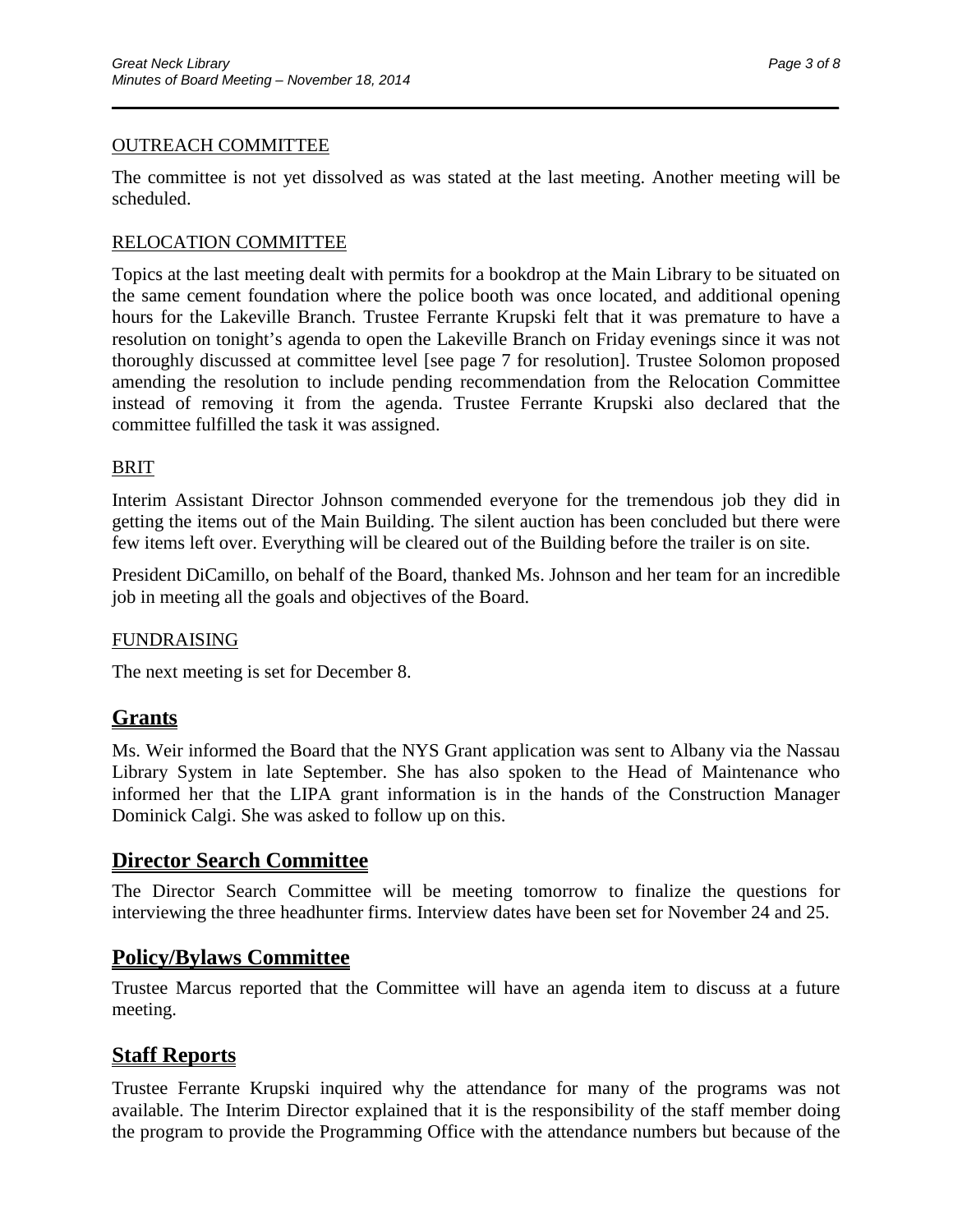OUTREACH COMMITTEE

The committee is not yet dissolved as was stated at the last meeting. Another meeting will be scheduled.

RELOCATION COMMITTEE

Topics at the last meeting dealt with permits for a bookdrop at the Main Library to be situated on the same cement foundation where the police booth was once located, and additional opening hours for the Lakeville Branch. Trustee Ferrante Krupski felt that it was premature to have a resolution on tonight's agenda to open the Lakeville Branch on Friday evenings since it was not thoroughly discussed at committee level [see page 7 for resolution]. Trustee Solomon proposed amending the resolution to include pending recommendation from the Relocation Committee instead of removing it from the agenda. Trustee Ferrante Krupski also declared that the committee fulfilled the task it was assigned.

BRIT

Interim Assistant Director Johnson commended everyone for the tremendous job they did in getting the items out of the Main Building. The silent auction has been concluded but there were few items left over. Everything will be cleared out of the Building before the trailer is on site.

President DiCamillo, on behalf of the Board, thanked Ms. Johnson and her team for an incredible job in meeting all the goals and objectives of the Board.

FUNDRAISING

The next meeting is set for December 8.

## Grants

Ms. Weir informed the Board that the NYS Grant application was sent to Albany via the Nassau Library System in late September. She has also spoken to the Head of Maintenance who informed her that the LIPA grant information is in the hands of the Construction Manager Dominick Calgi. She was asked to follow up on this.

## Director Search Committee

The Director Search Committee will be meeting tomorrow to finalize the questions for interviewing the three headhunter firms. Interview dates have been set for November 24 and 25.

## Policy/Bylaws Committee

Trustee Marcus reported that the Committee will have an agenda item to discuss at a future meeting.

## Staff Reports

Trustee Ferrante Krupski inquired why the attendance for many of the programs was not available. The Interim Director explained that it is the responsibility of the staff member doing the program to provide the Programming Office with the attendance numbers but because of the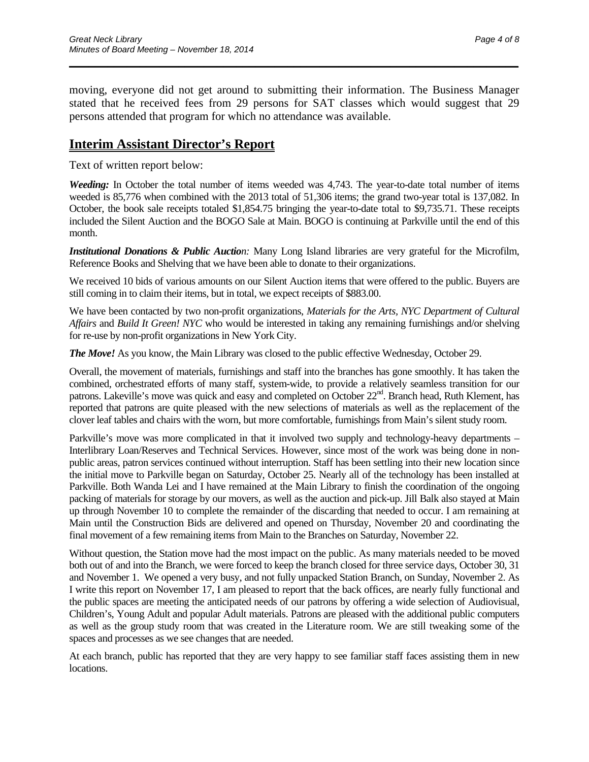moving, everyone did not get around to submitting their information. The Business Manager stated that he received fees from 29 persons for SAT classes which would suggest that 29 persons attended that program for which no attendance was available.

## Interim Assistant Director's Report

Text of written report below:

***Weeding:*** In October the total number of items weeded was 4,743. The year-to-date total number of items weeded is 85,776 when combined with the 2013 total of 51,306 items; the grand two-year total is 137,082. In October, the book sale receipts totaled $1,854.75 bringing the year-to-date total to $9,735.71. These receipts included the Silent Auction and the BOGO Sale at Main. BOGO is continuing at Parkville until the end of this month.

***Institutional Donations & Public Auction:*** Many Long Island libraries are very grateful for the Microfilm, Reference Books and Shelving that we have been able to donate to their organizations.

We received 10 bids of various amounts on our Silent Auction items that were offered to the public. Buyers are still coming in to claim their items, but in total, we expect receipts of $883.00.

We have been contacted by two non-profit organizations, *Materials for the Arts, NYC Department of Cultural Affairs* and *Build It Green! NYC* who would be interested in taking any remaining furnishings and/or shelving for re-use by non-profit organizations in New York City.

***The Move!*** As you know, the Main Library was closed to the public effective Wednesday, October 29.

Overall, the movement of materials, furnishings and staff into the branches has gone smoothly. It has taken the combined, orchestrated efforts of many staff, system-wide, to provide a relatively seamless transition for our patrons. Lakeville's move was quick and easy and completed on October 22nd. Branch head, Ruth Klement, has reported that patrons are quite pleased with the new selections of materials as well as the replacement of the clover leaf tables and chairs with the worn, but more comfortable, furnishings from Main's silent study room.

Parkville's move was more complicated in that it involved two supply and technology-heavy departments – Interlibrary Loan/Reserves and Technical Services. However, since most of the work was being done in non-public areas, patron services continued without interruption. Staff has been settling into their new location since the initial move to Parkville began on Saturday, October 25. Nearly all of the technology has been installed at Parkville. Both Wanda Lei and I have remained at the Main Library to finish the coordination of the ongoing packing of materials for storage by our movers, as well as the auction and pick-up. Jill Balk also stayed at Main up through November 10 to complete the remainder of the discarding that needed to occur. I am remaining at Main until the Construction Bids are delivered and opened on Thursday, November 20 and coordinating the final movement of a few remaining items from Main to the Branches on Saturday, November 22.

Without question, the Station move had the most impact on the public. As many materials needed to be moved both out of and into the Branch, we were forced to keep the branch closed for three service days, October 30, 31 and November 1. We opened a very busy, and not fully unpacked Station Branch, on Sunday, November 2. As I write this report on November 17, I am pleased to report that the back offices, are nearly fully functional and the public spaces are meeting the anticipated needs of our patrons by offering a wide selection of Audiovisual, Children's, Young Adult and popular Adult materials. Patrons are pleased with the additional public computers as well as the group study room that was created in the Literature room. We are still tweaking some of the spaces and processes as we see changes that are needed.

At each branch, public has reported that they are very happy to see familiar staff faces assisting them in new locations.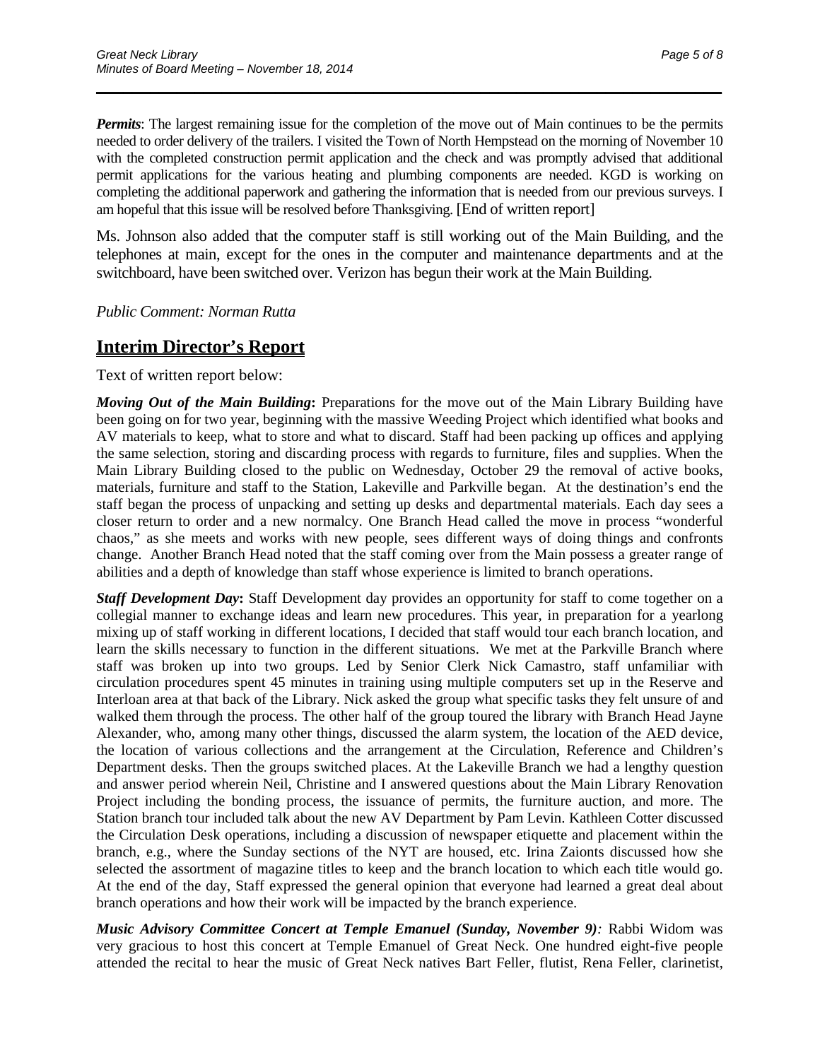***Permits***: The largest remaining issue for the completion of the move out of Main continues to be the permits needed to order delivery of the trailers. I visited the Town of North Hempstead on the morning of November 10 with the completed construction permit application and the check and was promptly advised that additional permit applications for the various heating and plumbing components are needed. KGD is working on completing the additional paperwork and gathering the information that is needed from our previous surveys. I am hopeful that this issue will be resolved before Thanksgiving. [End of written report]

Ms. Johnson also added that the computer staff is still working out of the Main Building, and the telephones at main, except for the ones in the computer and maintenance departments and at the switchboard, have been switched over. Verizon has begun their work at the Main Building.

*Public Comment: Norman Rutta*

## Interim Director's Report

Text of written report below:

***Moving Out of the Main Building*:** Preparations for the move out of the Main Library Building have been going on for two year, beginning with the massive Weeding Project which identified what books and AV materials to keep, what to store and what to discard. Staff had been packing up offices and applying the same selection, storing and discarding process with regards to furniture, files and supplies. When the Main Library Building closed to the public on Wednesday, October 29 the removal of active books, materials, furniture and staff to the Station, Lakeville and Parkville began. At the destination's end the staff began the process of unpacking and setting up desks and departmental materials. Each day sees a closer return to order and a new normalcy. One Branch Head called the move in process "wonderful chaos," as she meets and works with new people, sees different ways of doing things and confronts change. Another Branch Head noted that the staff coming over from the Main possess a greater range of abilities and a depth of knowledge than staff whose experience is limited to branch operations.

***Staff Development Day*:** Staff Development day provides an opportunity for staff to come together on a collegial manner to exchange ideas and learn new procedures. This year, in preparation for a yearlong mixing up of staff working in different locations, I decided that staff would tour each branch location, and learn the skills necessary to function in the different situations. We met at the Parkville Branch where staff was broken up into two groups. Led by Senior Clerk Nick Camastro, staff unfamiliar with circulation procedures spent 45 minutes in training using multiple computers set up in the Reserve and Interloan area at that back of the Library. Nick asked the group what specific tasks they felt unsure of and walked them through the process. The other half of the group toured the library with Branch Head Jayne Alexander, who, among many other things, discussed the alarm system, the location of the AED device, the location of various collections and the arrangement at the Circulation, Reference and Children's Department desks. Then the groups switched places. At the Lakeville Branch we had a lengthy question and answer period wherein Neil, Christine and I answered questions about the Main Library Renovation Project including the bonding process, the issuance of permits, the furniture auction, and more. The Station branch tour included talk about the new AV Department by Pam Levin. Kathleen Cotter discussed the Circulation Desk operations, including a discussion of newspaper etiquette and placement within the branch, e.g., where the Sunday sections of the NYT are housed, etc. Irina Zaionts discussed how she selected the assortment of magazine titles to keep and the branch location to which each title would go. At the end of the day, Staff expressed the general opinion that everyone had learned a great deal about branch operations and how their work will be impacted by the branch experience.

***Music Advisory Committee Concert at Temple Emanuel (Sunday, November 9)****:* Rabbi Widom was very gracious to host this concert at Temple Emanuel of Great Neck. One hundred eight-five people attended the recital to hear the music of Great Neck natives Bart Feller, flutist, Rena Feller, clarinetist,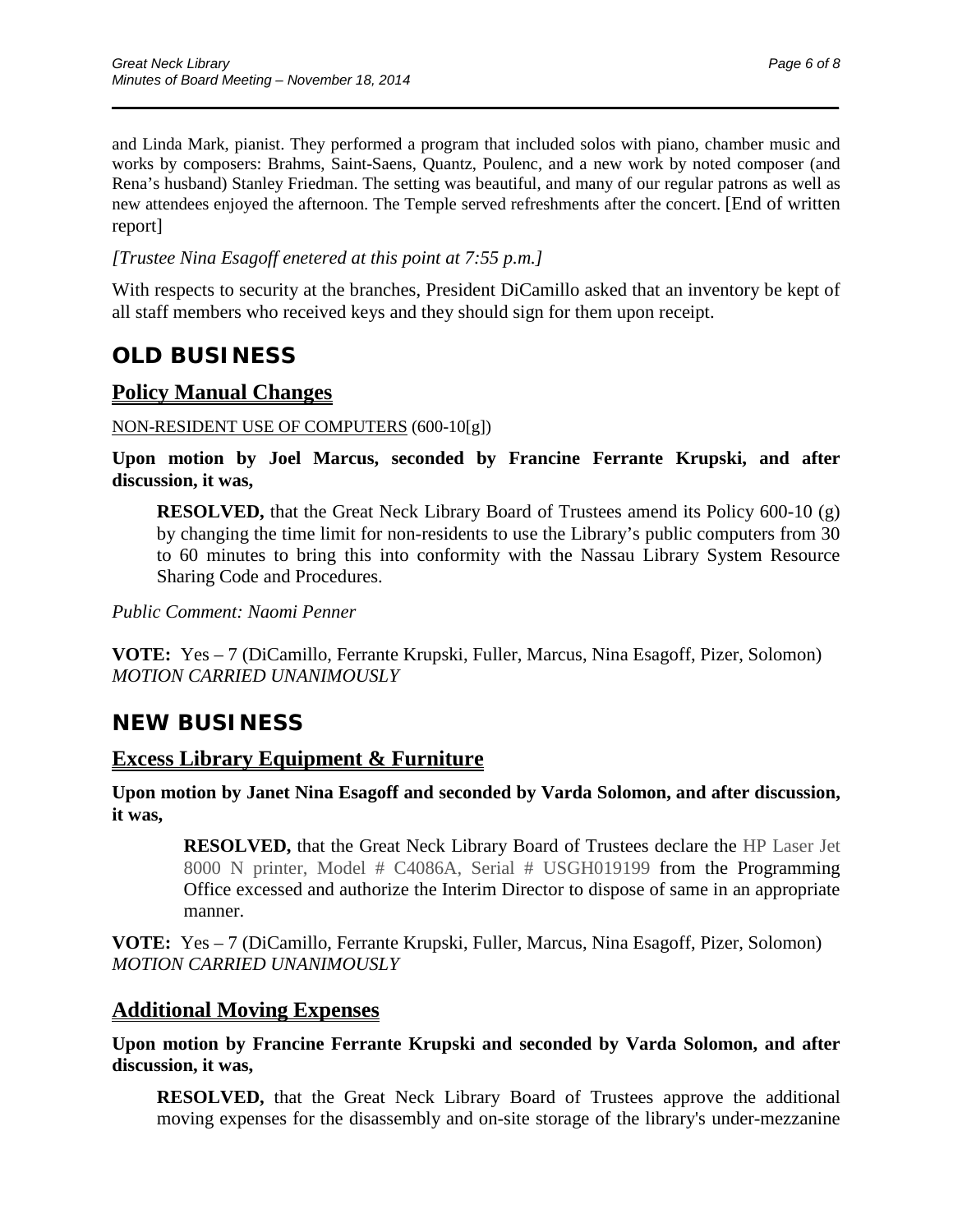and Linda Mark, pianist. They performed a program that included solos with piano, chamber music and works by composers: Brahms, Saint-Saens, Quantz, Poulenc, and a new work by noted composer (and Rena's husband) Stanley Friedman. The setting was beautiful, and many of our regular patrons as well as new attendees enjoyed the afternoon. The Temple served refreshments after the concert. [End of written report]

*[Trustee Nina Esagoff enetered at this point at 7:55 p.m.]*

With respects to security at the branches, President DiCamillo asked that an inventory be kept of all staff members who received keys and they should sign for them upon receipt.

# OLD BUSINESS

## Policy Manual Changes

NON-RESIDENT USE OF COMPUTERS (600-10[g])

**Upon motion by Joel Marcus, seconded by Francine Ferrante Krupski, and after discussion, it was,**

> **RESOLVED,** that the Great Neck Library Board of Trustees amend its Policy 600-10 (g) by changing the time limit for non-residents to use the Library's public computers from 30 to 60 minutes to bring this into conformity with the Nassau Library System Resource Sharing Code and Procedures.

*Public Comment: Naomi Penner*

**VOTE:** Yes – 7 (DiCamillo, Ferrante Krupski, Fuller, Marcus, Nina Esagoff, Pizer, Solomon)
*MOTION CARRIED UNANIMOUSLY*

# NEW BUSINESS

## Excess Library Equipment & Furniture

**Upon motion by Janet Nina Esagoff and seconded by Varda Solomon, and after discussion, it was,**

> **RESOLVED,** that the Great Neck Library Board of Trustees declare the HP Laser Jet 8000 N printer, Model # C4086A, Serial # USGH019199 from the Programming Office excessed and authorize the Interim Director to dispose of same in an appropriate manner.

**VOTE:** Yes – 7 (DiCamillo, Ferrante Krupski, Fuller, Marcus, Nina Esagoff, Pizer, Solomon)
*MOTION CARRIED UNANIMOUSLY*

## Additional Moving Expenses

**Upon motion by Francine Ferrante Krupski and seconded by Varda Solomon, and after discussion, it was,**

> **RESOLVED,** that the Great Neck Library Board of Trustees approve the additional moving expenses for the disassembly and on-site storage of the library's under-mezzanine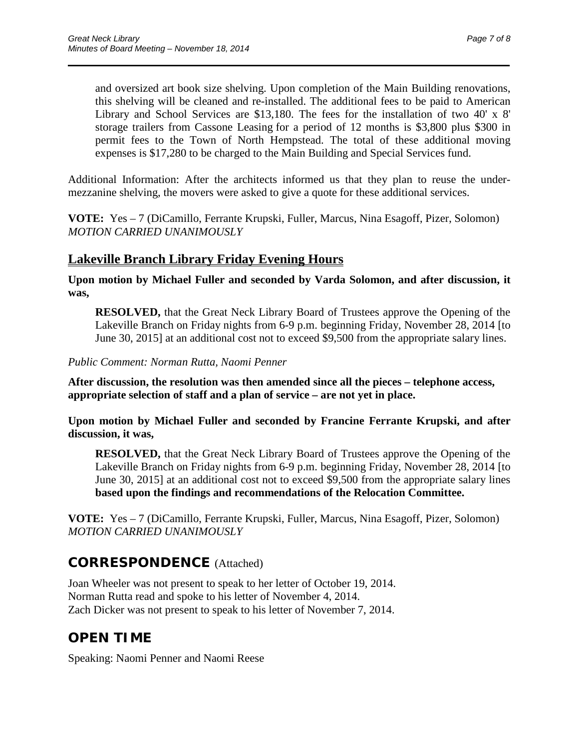and oversized art book size shelving. Upon completion of the Main Building renovations, this shelving will be cleaned and re-installed. The additional fees to be paid to American Library and School Services are $13,180. The fees for the installation of two 40' x 8' storage trailers from Cassone Leasing for a period of 12 months is $3,800 plus $300 in permit fees to the Town of North Hempstead. The total of these additional moving expenses is $17,280 to be charged to the Main Building and Special Services fund.

Additional Information: After the architects informed us that they plan to reuse the under-mezzanine shelving, the movers were asked to give a quote for these additional services.

**VOTE:** Yes – 7 (DiCamillo, Ferrante Krupski, Fuller, Marcus, Nina Esagoff, Pizer, Solomon)
*MOTION CARRIED UNANIMOUSLY*

## Lakeville Branch Library Friday Evening Hours

**Upon motion by Michael Fuller and seconded by Varda Solomon, and after discussion, it was,**

**RESOLVED,** that the Great Neck Library Board of Trustees approve the Opening of the Lakeville Branch on Friday nights from 6-9 p.m. beginning Friday, November 28, 2014 [to June 30, 2015] at an additional cost not to exceed $9,500 from the appropriate salary lines.

*Public Comment: Norman Rutta, Naomi Penner*

**After discussion, the resolution was then amended since all the pieces – telephone access, appropriate selection of staff and a plan of service – are not yet in place.**

**Upon motion by Michael Fuller and seconded by Francine Ferrante Krupski, and after discussion, it was,**

**RESOLVED,** that the Great Neck Library Board of Trustees approve the Opening of the Lakeville Branch on Friday nights from 6-9 p.m. beginning Friday, November 28, 2014 [to June 30, 2015] at an additional cost not to exceed $9,500 from the appropriate salary lines **based upon the findings and recommendations of the Relocation Committee.**

**VOTE:** Yes – 7 (DiCamillo, Ferrante Krupski, Fuller, Marcus, Nina Esagoff, Pizer, Solomon)
*MOTION CARRIED UNANIMOUSLY*

# CORRESPONDENCE (Attached)

Joan Wheeler was not present to speak to her letter of October 19, 2014.
Norman Rutta read and spoke to his letter of November 4, 2014.
Zach Dicker was not present to speak to his letter of November 7, 2014.

# OPEN TIME

Speaking: Naomi Penner and Naomi Reese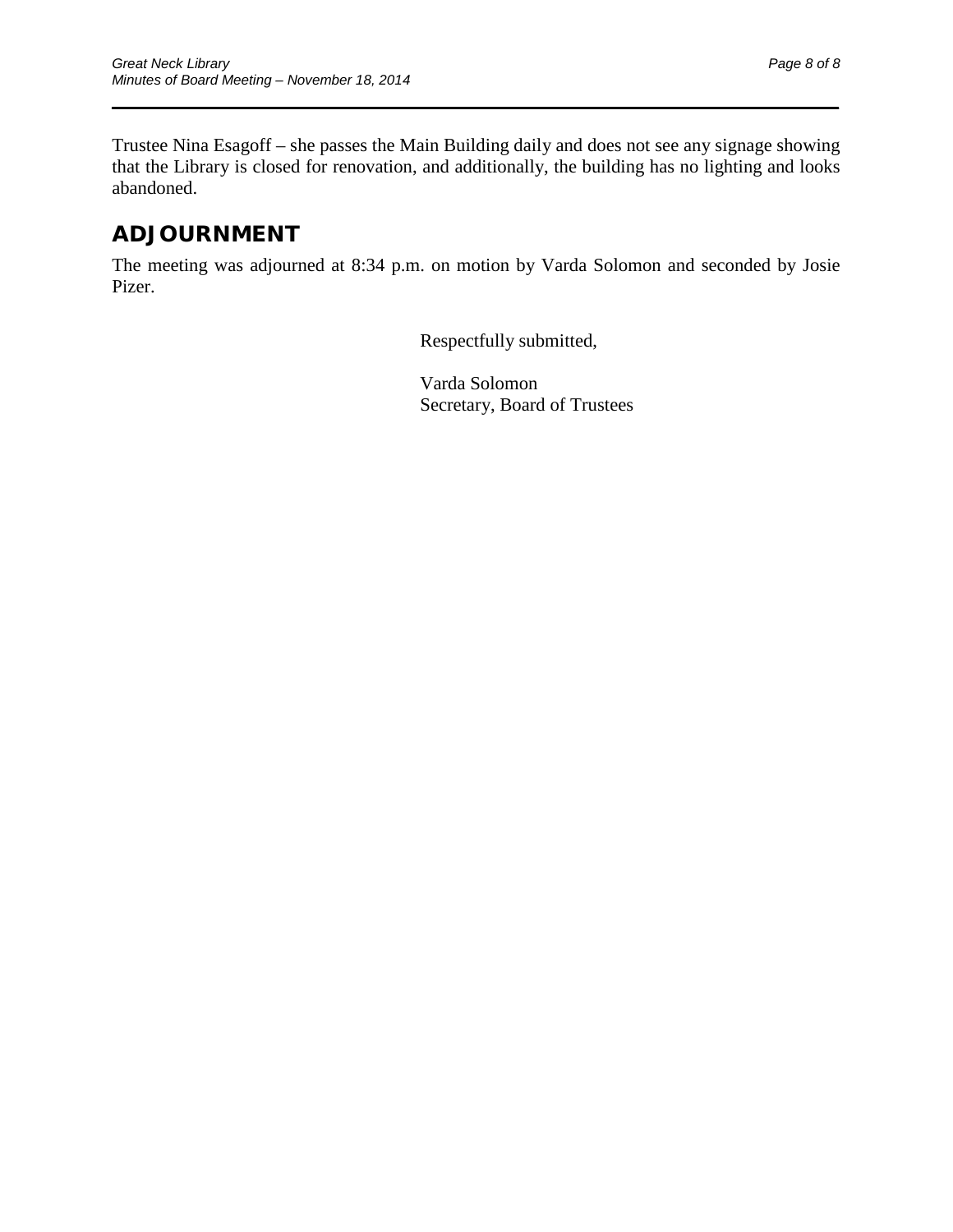Trustee Nina Esagoff – she passes the Main Building daily and does not see any signage showing that the Library is closed for renovation, and additionally, the building has no lighting and looks abandoned.

## ADJOURNMENT

The meeting was adjourned at 8:34 p.m. on motion by Varda Solomon and seconded by Josie Pizer.

Respectfully submitted,

Varda Solomon
Secretary, Board of Trustees